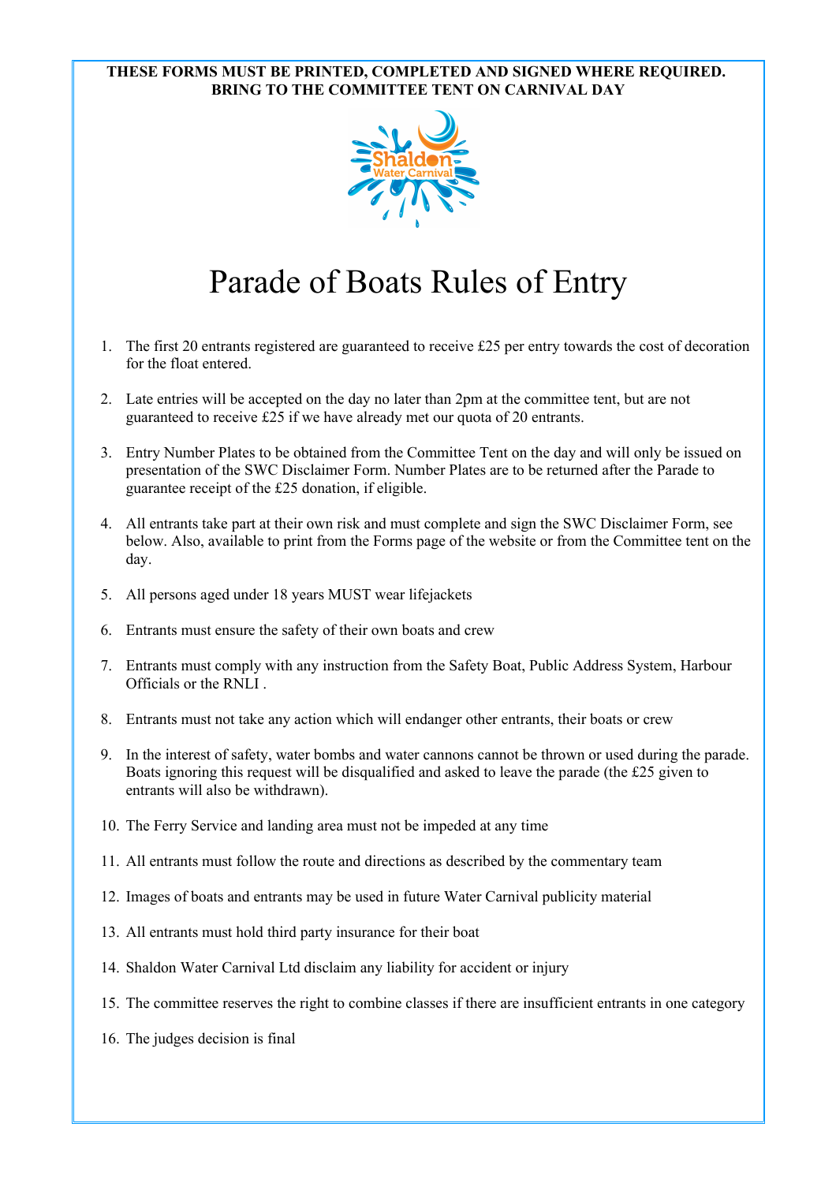**THESE FORMS MUST BE PRINTED, COMPLETED AND SIGNED WHERE REQUIRED. BRING TO THE COMMITTEE TENT ON CARNIVAL DAY**

# Parade of Boats Rules of Entry

1. The first 20 entrants registered are guaranteed to receive £25 per entry towards the cost of decoration for the float entered.

2. Late entries will be accepted on the day no later than 2pm at the committee tent, but are not guaranteed to receive £25 if we have already met our quota of 20 entrants.

3. Entry Number Plates to be obtained from the Committee Tent on the day and will only be issued on presentation of the SWC Disclaimer Form. Number Plates are to be returned after the Parade to guarantee receipt of the £25 donation, if eligible.

4. All entrants take part at their own risk and must complete and sign the SWC Disclaimer Form, see below. Also, available to print from the Forms page of the website or from the Committee tent on the day.

5. All persons aged under 18 years MUST wear lifejackets

6. Entrants must ensure the safety of their own boats and crew

7. Entrants must comply with any instruction from the Safety Boat, Public Address System, Harbour Officials or the RNLI .

8. Entrants must not take any action which will endanger other entrants, their boats or crew

9. In the interest of safety, water bombs and water cannons cannot be thrown or used during the parade. Boats ignoring this request will be disqualified and asked to leave the parade (the £25 given to entrants will also be withdrawn).

10. The Ferry Service and landing area must not be impeded at any time

11. All entrants must follow the route and directions as described by the commentary team

12. Images of boats and entrants may be used in future Water Carnival publicity material

13. All entrants must hold third party insurance for their boat

14. Shaldon Water Carnival Ltd disclaim any liability for accident or injury

15. The committee reserves the right to combine classes if there are insufficient entrants in one category

16. The judges decision is final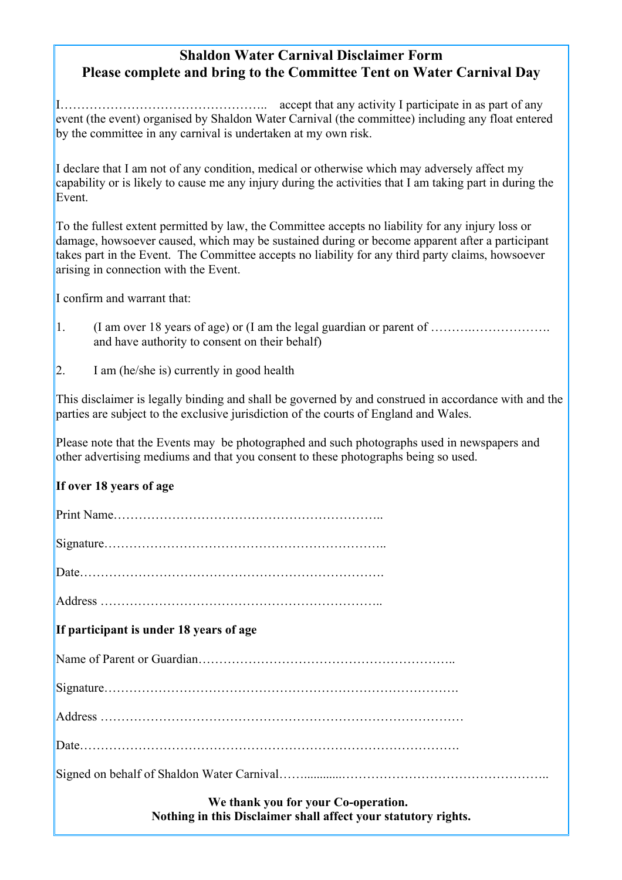# Shaldon Water Carnival Disclaimer Form
## Please complete and bring to the Committee Tent on Water Carnival Day

I………………………………………….. accept that any activity I participate in as part of any event (the event) organised by Shaldon Water Carnival (the committee) including any float entered by the committee in any carnival is undertaken at my own risk.

I declare that I am not of any condition, medical or otherwise which may adversely affect my capability or is likely to cause me any injury during the activities that I am taking part in during the Event.

To the fullest extent permitted by law, the Committee accepts no liability for any injury loss or damage, howsoever caused, which may be sustained during or become apparent after a participant takes part in the Event. The Committee accepts no liability for any third party claims, howsoever arising in connection with the Event.

I confirm and warrant that:

1. (I am over 18 years of age) or (I am the legal guardian or parent of ……….………………. and have authority to consent on their behalf)

2. I am (he/she is) currently in good health

This disclaimer is legally binding and shall be governed by and construed in accordance with and the parties are subject to the exclusive jurisdiction of the courts of England and Wales.

Please note that the Events may be photographed and such photographs used in newspapers and other advertising mediums and that you consent to these photographs being so used.

**If over 18 years of age**

Print Name………………………………………………………..

Signature…………………………………………………………..

Date……………………………………………………………….

Address …………………………………………………………..

**If participant is under 18 years of age**

Name of Parent or Guardian……………………………………………………..

Signature………………………………………………………………………….

Address …………………………………………………………………………

Date……………………………………………………………………………….

Signed on behalf of Shaldon Water Carnival…….............…………………………………………..

**We thank you for your Co-operation.**
**Nothing in this Disclaimer shall affect your statutory rights.**